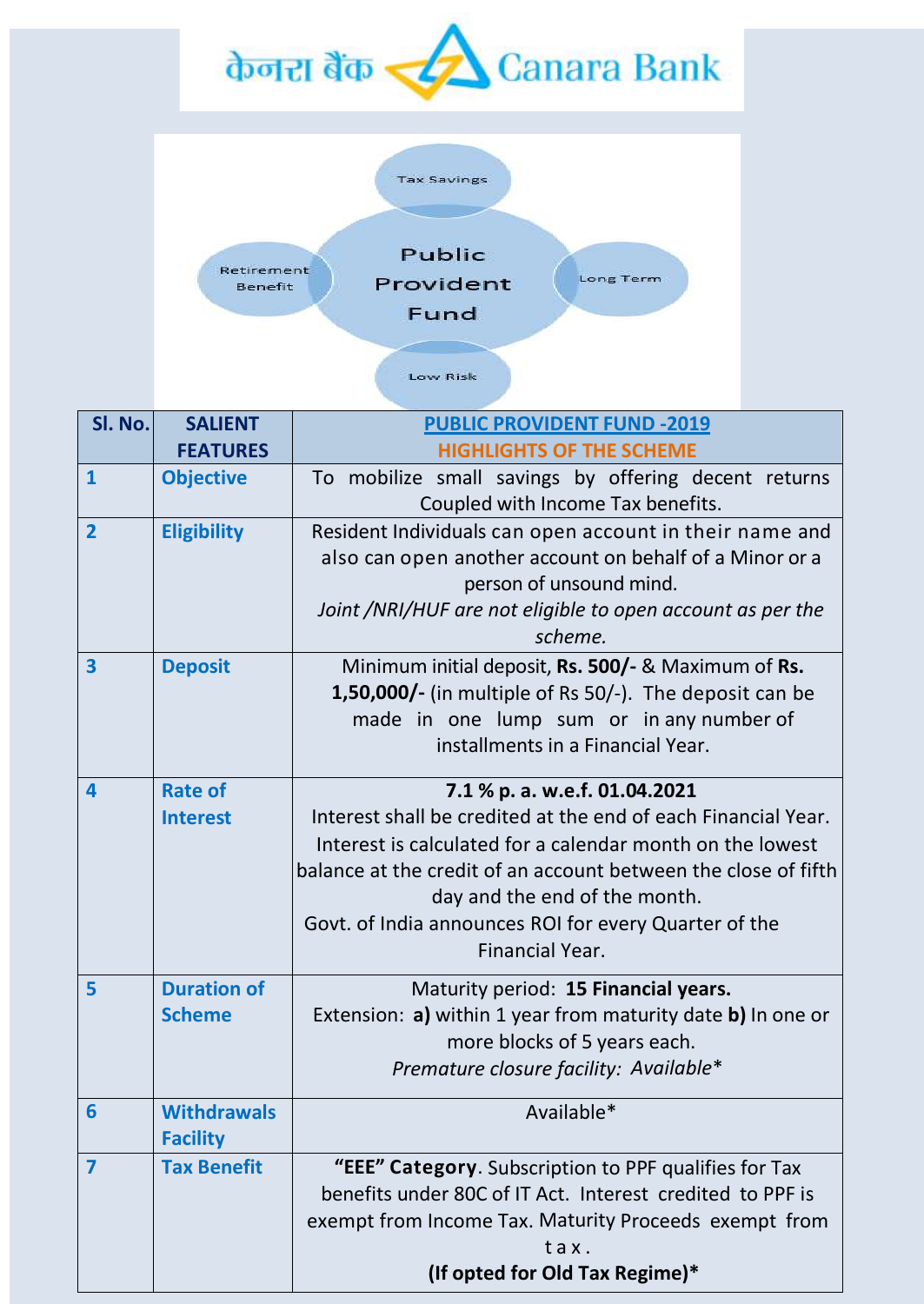केनरा बैंक Canara Bank

Tax Savings

Retirement Benefit

Public Provident Fund

Long Term

Low Risk

| Sl. No. | SALIENT FEATURES | PUBLIC PROVIDENT FUND -2019<br>HIGHLIGHTS OF THE SCHEME |
|---|---|---|
| 1 | **Objective** | To mobilize small savings by offering decent returns Coupled with Income Tax benefits. |
| 2 | **Eligibility** | Resident Individuals can open account in their name and also can open another account on behalf of a Minor or a person of unsound mind.<br>*Joint /NRI/HUF are not eligible to open account as per the scheme.* |
| 3 | **Deposit** | Minimum initial deposit, **Rs. 500/-** & Maximum of **Rs. 1,50,000/-** (in multiple of Rs 50/-). The deposit can be made in one lump sum or in any number of installments in a Financial Year. |
| 4 | **Rate of Interest** | **7.1 % p. a. w.e.f. 01.04.2021**<br>Interest shall be credited at the end of each Financial Year. Interest is calculated for a calendar month on the lowest balance at the credit of an account between the close of fifth day and the end of the month.<br>Govt. of India announces ROI for every Quarter of the Financial Year. |
| 5 | **Duration of Scheme** | Maturity period: **15 Financial years.**<br>Extension: **a)** within 1 year from maturity date **b)** In one or more blocks of 5 years each.<br>*Premature closure facility: Available\** |
| 6 | **Withdrawals Facility** | Available* |
| 7 | **Tax Benefit** | **"EEE" Category**. Subscription to PPF qualifies for Tax benefits under 80C of IT Act. Interest credited to PPF is exempt from Income Tax. Maturity Proceeds exempt from tax.<br>**(If opted for Old Tax Regime)\*** |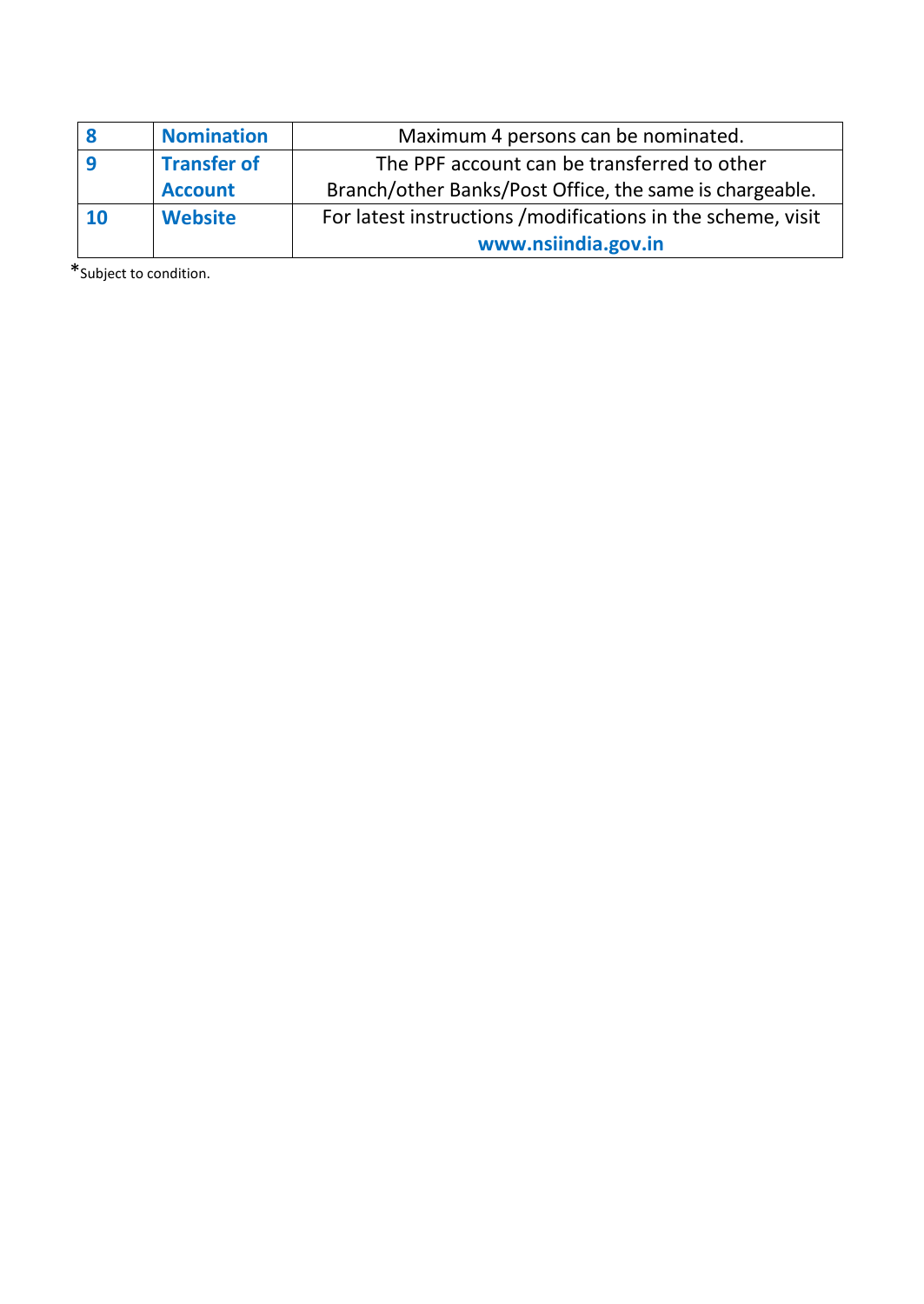| 8 | **Nomination** | Maximum 4 persons can be nominated. |
|---|---|---|
| 9 | **Transfer of Account** | The PPF account can be transferred to other Branch/other Banks/Post Office, the same is chargeable. |
| 10 | **Website** | For latest instructions /modifications in the scheme, visit **www.nsiindia.gov.in** |

*Subject to condition.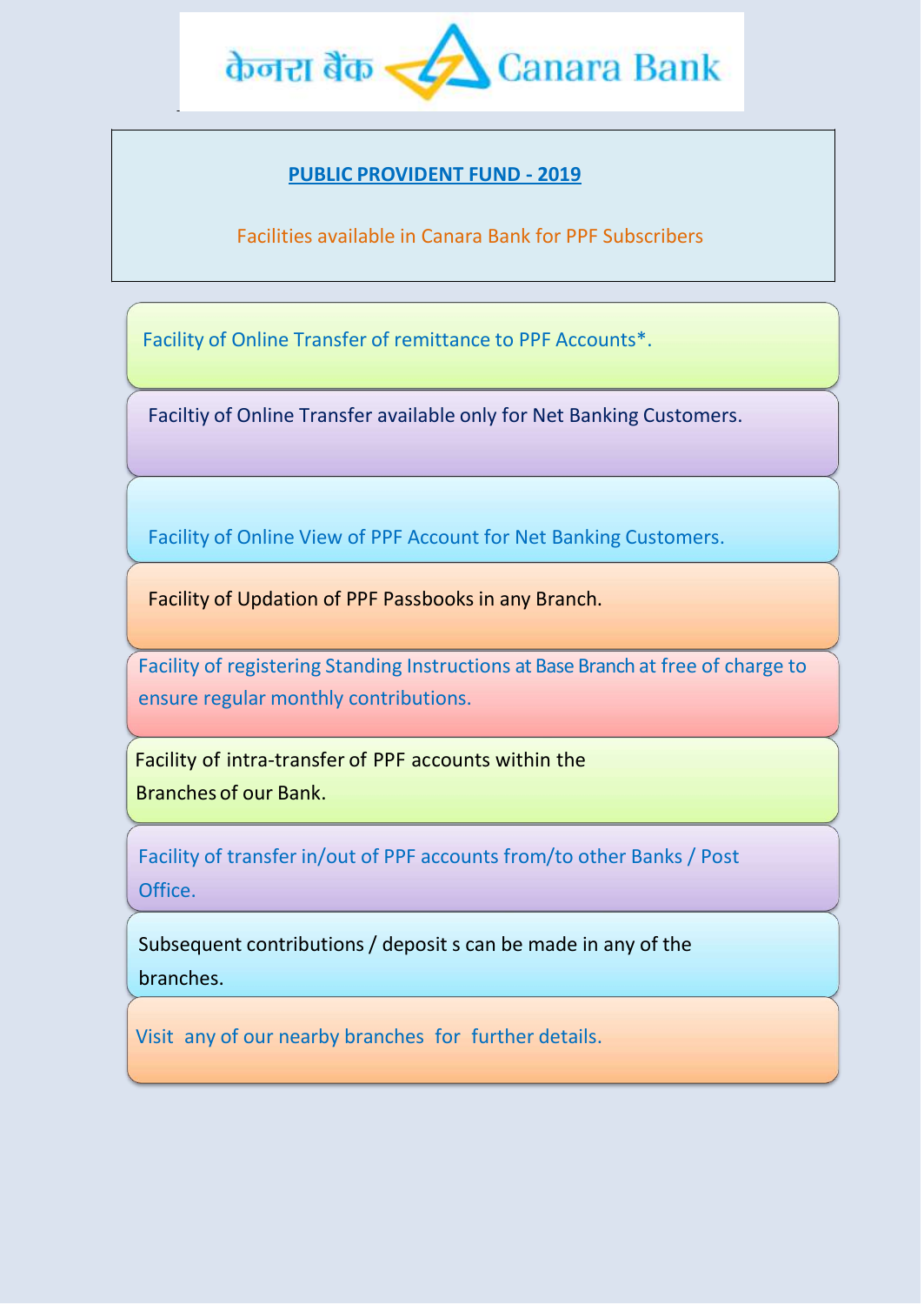केनरा बैंक Canara Bank

## PUBLIC PROVIDENT FUND - 2019

Facilities available in Canara Bank for PPF Subscribers

Facility of Online Transfer of remittance to PPF Accounts*.

Faciltiy of Online Transfer available only for Net Banking Customers.

Facility of Online View of PPF Account for Net Banking Customers.

Facility of Updation of PPF Passbooks in any Branch.

Facility of registering Standing Instructions at Base Branch at free of charge to ensure regular monthly contributions.

Facility of intra-transfer of PPF accounts within the Branches of our Bank.

Facility of transfer in/out of PPF accounts from/to other Banks / Post Office.

Subsequent contributions / deposit s can be made in any of the branches.

Visit any of our nearby branches for further details.